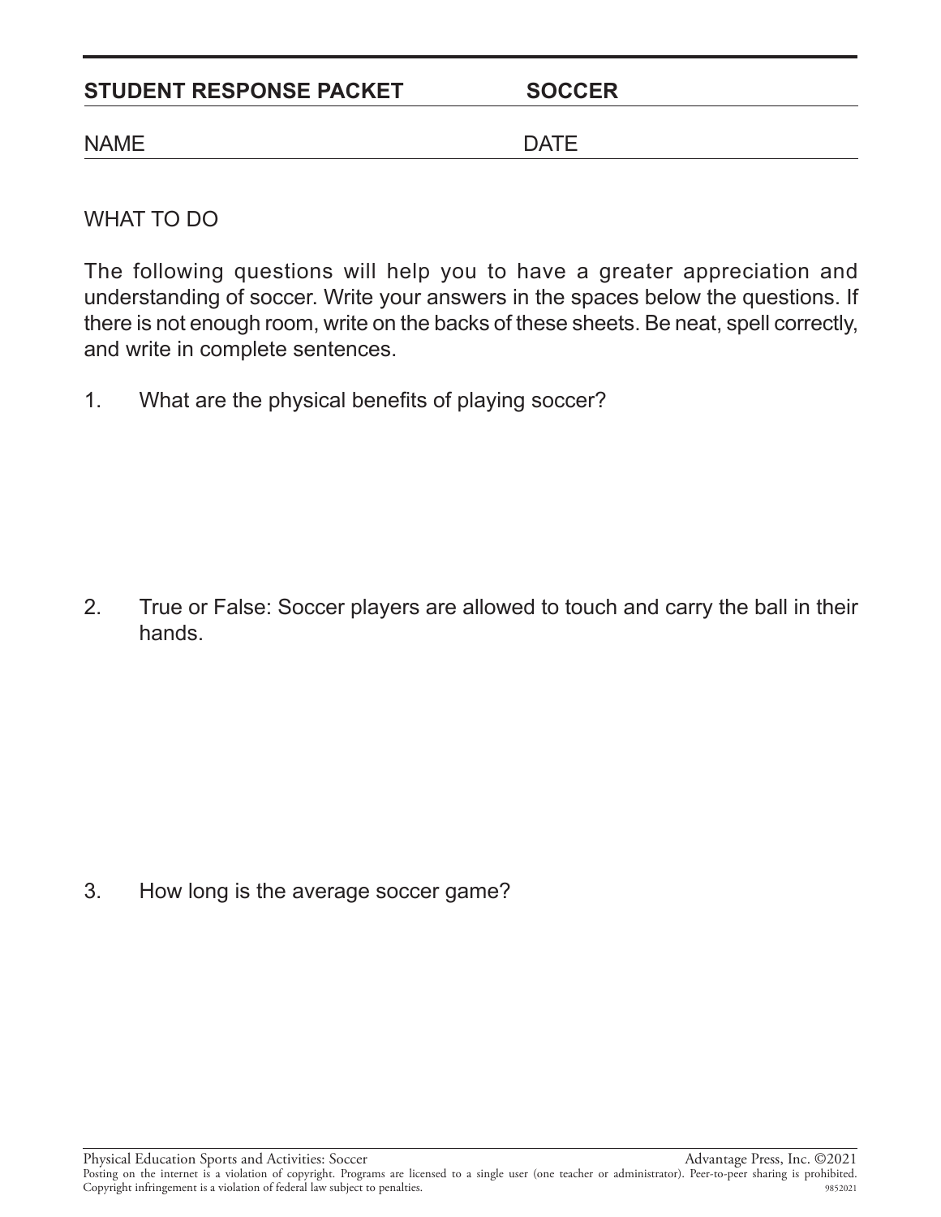**STUDENT RESPONSE PACKET** **SOCCER**

NAME DATE

WHAT TO DO

The following questions will help you to have a greater appreciation and understanding of soccer. Write your answers in the spaces below the questions. If there is not enough room, write on the backs of these sheets. Be neat, spell correctly, and write in complete sentences.

1. What are the physical benefits of playing soccer?

2. True or False: Soccer players are allowed to touch and carry the ball in their hands.

3. How long is the average soccer game?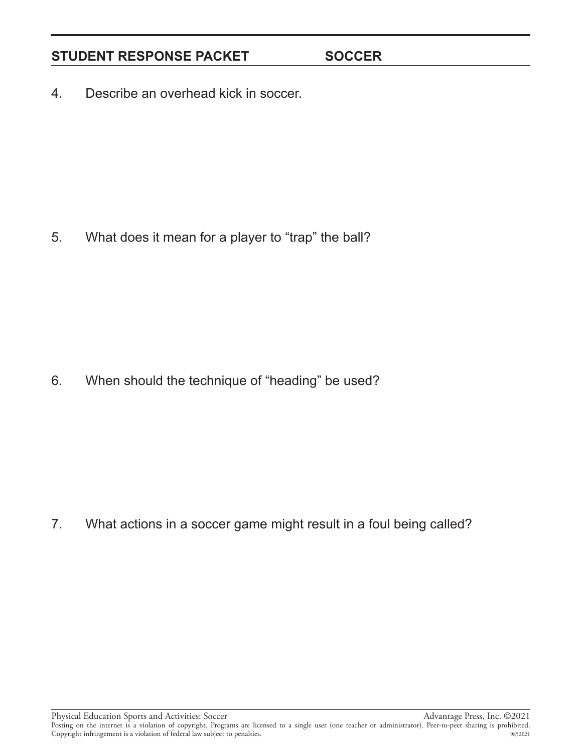4. Describe an overhead kick in soccer.

5. What does it mean for a player to "trap" the ball?

6. When should the technique of "heading" be used?

7. What actions in a soccer game might result in a foul being called?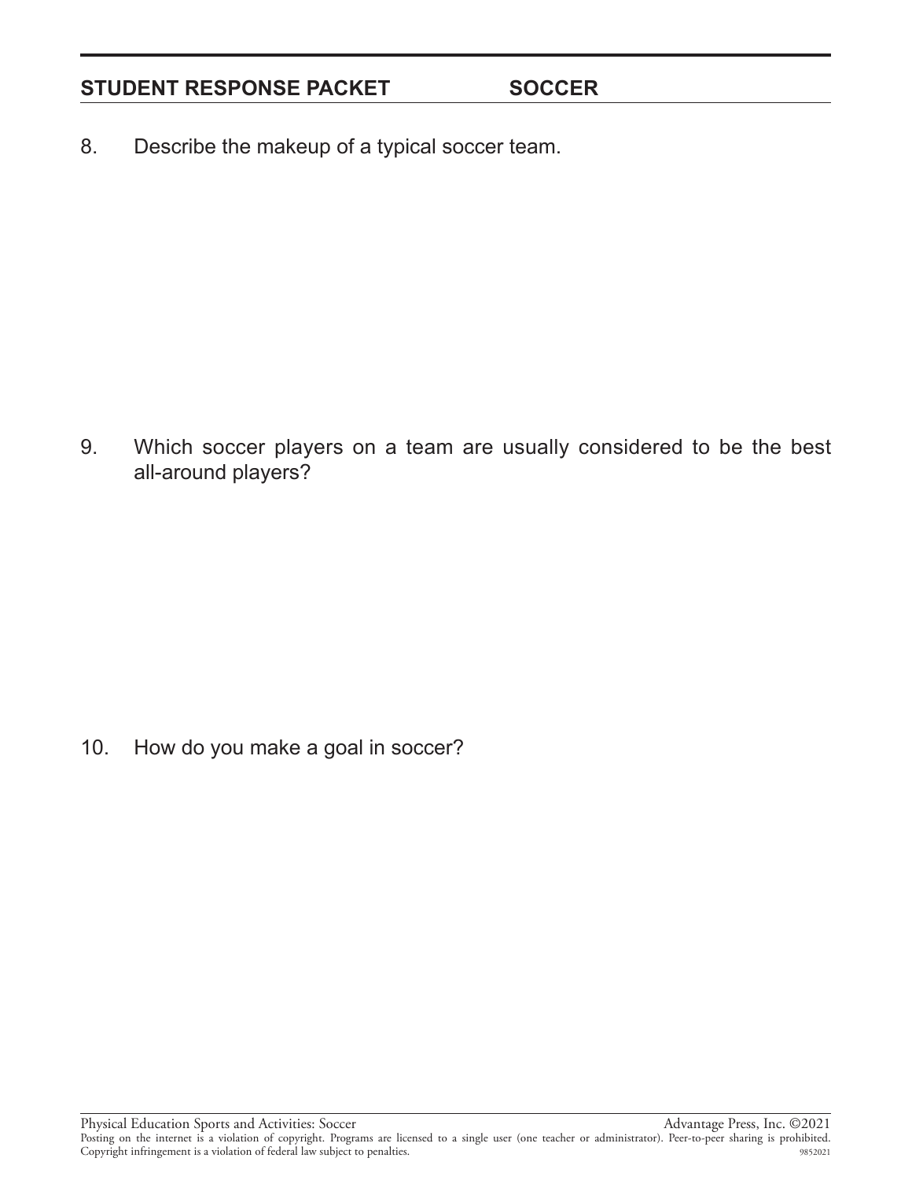8. Describe the makeup of a typical soccer team.

9. Which soccer players on a team are usually considered to be the best all-around players?

10. How do you make a goal in soccer?